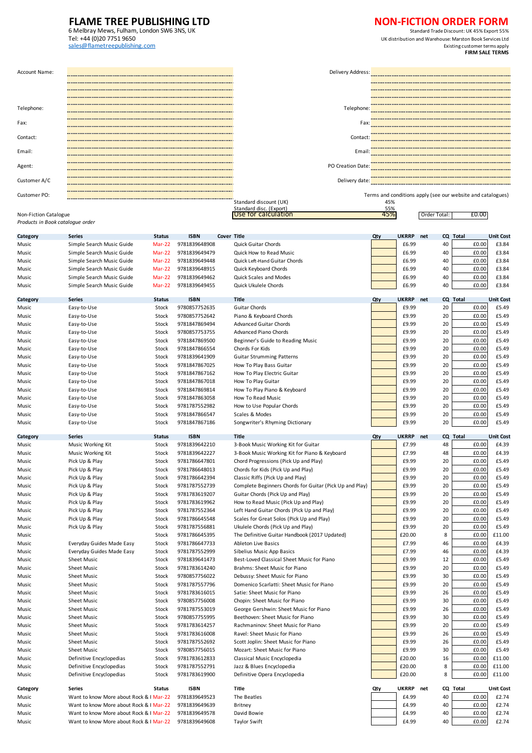# FLAME TREE PUBLISHING LTD

6 Melbray Mews, Fulham, London SW6 3NS, UK
Tel: +44 (0)20 7751 9650
sales@flametreepublishing.com

# NON-FICTION ORDER FORM

Standard Trade Discount: UK 45% Export 55%
UK distribution and Warehouse: Marston Book Services Ltd
Existing customer terms apply
**FIRM SALE TERMS**

Account Name:

Delivery Address:

Telephone:

Telephone:

Fax:

Fax:

Contact:

Contact:

Email:

Email:

Customer A/C

PO Creation Date:

Customer PO:

Delivery date:

Terms and conditions apply (see our website and catalogues)

| | |
|---|---|
| Standard discount (UK) | 45% |
| Standard disc. (Export) | 55% |
| Use for calculation | 45% |

Order Total: £0.00

Non-Fiction Catalogue
*Products in Book catalogue order*

| Category | Series | Status | ISBN | Cover | Title | Qty | UKRRP | net | CQ | Total | Unit Cost |
|---|---|---|---|---|---|---|---|---|---|---|---|
| Music | Simple Search Music Guide | Mar-22 | 9781839648908 | | Quick Guitar Chords | | £6.99 | | 40 | £0.00 | £3.84 |
| Music | Simple Search Music Guide | Mar-22 | 9781839649479 | | Quick How to Read Music | | £6.99 | | 40 | £0.00 | £3.84 |
| Music | Simple Search Music Guide | Mar-22 | 9781839649448 | | Quick Left-Hand Guitar Chords | | £6.99 | | 40 | £0.00 | £3.84 |
| Music | Simple Search Music Guide | Mar-22 | 9781839648915 | | Quick Keyboard Chords | | £6.99 | | 40 | £0.00 | £3.84 |
| Music | Simple Search Music Guide | Mar-22 | 9781839649462 | | Quick Scales and Modes | | £6.99 | | 40 | £0.00 | £3.84 |
| Music | Simple Search Music Guide | Mar-22 | 9781839649455 | | Quick Ukulele Chords | | £6.99 | | 40 | £0.00 | £3.84 |

| Category | Series | Status | ISBN | Title | Qty | UKRRP | net | CQ | Total | Unit Cost |
|---|---|---|---|---|---|---|---|---|---|---|
| Music | Easy-to-Use | Stock | 9780857752635 | Guitar Chords | | £9.99 | | 20 | £0.00 | £5.49 |
| Music | Easy-to-Use | Stock | 9780857752642 | Piano & Keyboard Chords | | £9.99 | | 20 | £0.00 | £5.49 |
| Music | Easy-to-Use | Stock | 9781847869494 | Advanced Guitar Chords | | £9.99 | | 20 | £0.00 | £5.49 |
| Music | Easy-to-Use | Stock | 9780857753755 | Advanced Piano Chords | | £9.99 | | 20 | £0.00 | £5.49 |
| Music | Easy-to-Use | Stock | 9781847869500 | Beginner's Guide to Reading Music | | £9.99 | | 20 | £0.00 | £5.49 |
| Music | Easy-to-Use | Stock | 9781847866554 | Chords For Kids | | £9.99 | | 20 | £0.00 | £5.49 |
| Music | Easy-to-Use | Stock | 9781839641909 | Guitar Strumming Patterns | | £9.99 | | 20 | £0.00 | £5.49 |
| Music | Easy-to-Use | Stock | 9781847867025 | How To Play Bass Guitar | | £9.99 | | 20 | £0.00 | £5.49 |
| Music | Easy-to-Use | Stock | 9781847867162 | How To Play Electric Guitar | | £9.99 | | 20 | £0.00 | £5.49 |
| Music | Easy-to-Use | Stock | 9781847867018 | How To Play Guitar | | £9.99 | | 20 | £0.00 | £5.49 |
| Music | Easy-to-Use | Stock | 9781847869814 | How To Play Piano & Keyboard | | £9.99 | | 20 | £0.00 | £5.49 |
| Music | Easy-to-Use | Stock | 9781847863058 | How To Read Music | | £9.99 | | 20 | £0.00 | £5.49 |
| Music | Easy-to-Use | Stock | 9781787552982 | How to Use Popular Chords | | £9.99 | | 20 | £0.00 | £5.49 |
| Music | Easy-to-Use | Stock | 9781847866547 | Scales & Modes | | £9.99 | | 20 | £0.00 | £5.49 |
| Music | Easy-to-Use | Stock | 9781847867186 | Songwriter's Rhyming Dictionary | | £9.99 | | 20 | £0.00 | £5.49 |

| Category | Series | Status | ISBN | Title | Qty | UKRRP | net | CQ | Total | Unit Cost |
|---|---|---|---|---|---|---|---|---|---|---|
| Music | Music Working Kit | Stock | 9781839642210 | 3-Book Music Working Kit for Guitar | | £7.99 | | 48 | £0.00 | £4.39 |
| Music | Music Working Kit | Stock | 9781839642227 | 3-Book Music Working Kit for Piano & Keyboard | | £7.99 | | 48 | £0.00 | £4.39 |
| Music | Pick Up & Play | Stock | 9781786647801 | Chord Progressions (Pick Up and Play) | | £9.99 | | 20 | £0.00 | £5.49 |
| Music | Pick Up & Play | Stock | 9781786648013 | Chords for Kids (Pick Up and Play) | | £9.99 | | 20 | £0.00 | £5.49 |
| Music | Pick Up & Play | Stock | 9781786642394 | Classic Riffs (Pick Up and Play) | | £9.99 | | 20 | £0.00 | £5.49 |
| Music | Pick Up & Play | Stock | 9781787552739 | Complete Beginners Chords for Guitar (Pick Up and Play) | | £9.99 | | 20 | £0.00 | £5.49 |
| Music | Pick Up & Play | Stock | 9781783619207 | Guitar Chords (Pick Up and Play) | | £9.99 | | 20 | £0.00 | £5.49 |
| Music | Pick Up & Play | Stock | 9781783619962 | How to Read Music (Pick Up and Play) | | £9.99 | | 20 | £0.00 | £5.49 |
| Music | Pick Up & Play | Stock | 9781787552364 | Left Hand Guitar Chords (Pick Up and Play) | | £9.99 | | 20 | £0.00 | £5.49 |
| Music | Pick Up & Play | Stock | 9781786645548 | Scales for Great Solos (Pick Up and Play) | | £9.99 | | 20 | £0.00 | £5.49 |
| Music | Pick Up & Play | Stock | 9781787556881 | Ukulele Chords (Pick Up and Play) | | £9.99 | | 20 | £0.00 | £5.49 |
| Music | | Stock | 9781786645395 | The Definitive Guitar Handbook (2017 Updated) | | £20.00 | | 8 | £0.00 | £11.00 |
| Music | Everyday Guides Made Easy | Stock | 9781786647733 | Ableton Live Basics | | £7.99 | | 46 | £0.00 | £4.39 |
| Music | Everyday Guides Made Easy | Stock | 9781787552999 | Sibelius Music App Basics | | £7.99 | | 46 | £0.00 | £4.39 |
| Music | Sheet Music | Stock | 9781839641473 | Best-Loved Classical Sheet Music for Piano | | £9.99 | | 12 | £0.00 | £5.49 |
| Music | Sheet Music | Stock | 9781783614240 | Brahms: Sheet Music for Piano | | £9.99 | | 20 | £0.00 | £5.49 |
| Music | Sheet Music | Stock | 9780857756022 | Debussy: Sheet Music for Piano | | £9.99 | | 30 | £0.00 | £5.49 |
| Music | Sheet Music | Stock | 9781787557796 | Domenico Scarlatti: Sheet Music for Piano | | £9.99 | | 20 | £0.00 | £5.49 |
| Music | Sheet Music | Stock | 9781783616015 | Satie: Sheet Music for Piano | | £9.99 | | 26 | £0.00 | £5.49 |
| Music | Sheet Music | Stock | 9780857756008 | Chopin: Sheet Music for Piano | | £9.99 | | 30 | £0.00 | £5.49 |
| Music | Sheet Music | Stock | 9781787553019 | George Gershwin: Sheet Music for Piano | | £9.99 | | 26 | £0.00 | £5.49 |
| Music | Sheet Music | Stock | 9780857755995 | Beethoven: Sheet Music for Piano | | £9.99 | | 30 | £0.00 | £5.49 |
| Music | Sheet Music | Stock | 9781783614257 | Rachmaninov: Sheet Music for Piano | | £9.99 | | 20 | £0.00 | £5.49 |
| Music | Sheet Music | Stock | 9781783616008 | Ravel: Sheet Music for Piano | | £9.99 | | 26 | £0.00 | £5.49 |
| Music | Sheet Music | Stock | 9781787552692 | Scott Joplin: Sheet Music for Piano | | £9.99 | | 26 | £0.00 | £5.49 |
| Music | Sheet Music | Stock | 9780857756015 | Mozart: Sheet Music for Piano | | £9.99 | | 30 | £0.00 | £5.49 |
| Music | Definitive Encyclopedias | Stock | 9781783612833 | Classical Music Encyclopedia | | £20.00 | | 16 | £0.00 | £11.00 |
| Music | Definitive Encyclopedias | Stock | 9781787552791 | Jazz & Blues Encyclopedia | | £20.00 | | 8 | £0.00 | £11.00 |
| Music | Definitive Encyclopedias | Stock | 9781783619900 | Definitive Opera Encyclopedia | | £20.00 | | 8 | £0.00 | £11.00 |

| Category | Series | Status | ISBN | Title | Qty | UKRRP | net | CQ | Total | Unit Cost |
|---|---|---|---|---|---|---|---|---|---|---|
| Music | Want to know More about Rock & I | Mar-22 | 9781839649523 | The Beatles | | £4.99 | | 40 | £0.00 | £2.74 |
| Music | Want to know More about Rock & I | Mar-22 | 9781839649639 | Britney | | £4.99 | | 40 | £0.00 | £2.74 |
| Music | Want to know More about Rock & I | Mar-22 | 9781839649578 | David Bowie | | £4.99 | | 40 | £0.00 | £2.74 |
| Music | Want to know More about Rock & I | Mar-22 | 9781839649608 | Taylor Swift | | £4.99 | | 40 | £0.00 | £2.74 |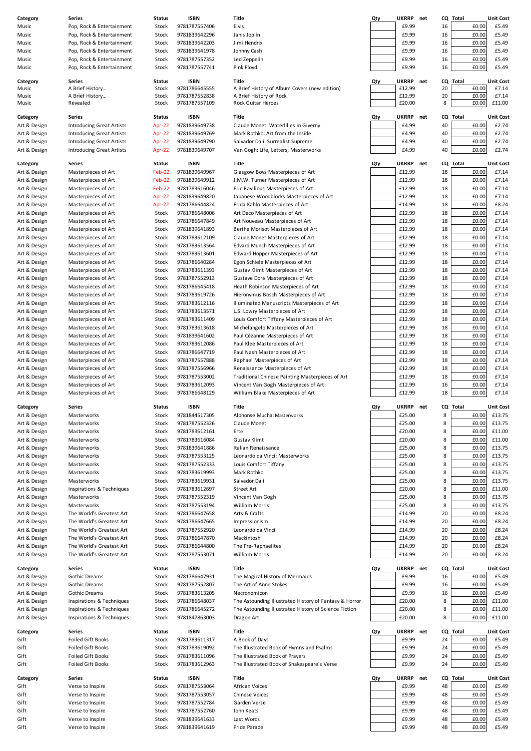| Category | Series | Status | ISBN | Title | Qty | UKRRP net | CQ | Total | Unit Cost |
|---|---|---|---|---|---|---|---|---|---|
| Music | Pop, Rock & Entertainment | Stock | 9781787557406 | Elvis | | £9.99 | 16 | £0.00 | £5.49 |
| Music | Pop, Rock & Entertainment | Stock | 9781839642296 | Janis Joplin | | £9.99 | 16 | £0.00 | £5.49 |
| Music | Pop, Rock & Entertainment | Stock | 9781839642203 | Jimi Hendrix | | £9.99 | 16 | £0.00 | £5.49 |
| Music | Pop, Rock & Entertainment | Stock | 9781839641978 | Johnny Cash | | £9.99 | 16 | £0.00 | £5.49 |
| Music | Pop, Rock & Entertainment | Stock | 9781787557352 | Led Zeppelin | | £9.99 | 16 | £0.00 | £5.49 |
| Music | Pop, Rock & Entertainment | Stock | 9781787557741 | Pink Floyd | | £9.99 | 16 | £0.00 | £5.49 |

| Category | Series | Status | ISBN | Title | Qty | UKRRP net | CQ | Total | Unit Cost |
|---|---|---|---|---|---|---|---|---|---|
| Music | A Brief History... | Stock | 9781786645555 | A Brief History of Album Covers (new edition) | | £12.99 | 20 | £0.00 | £7.14 |
| Music | A Brief History... | Stock | 9781787552838 | A Brief History of Rock | | £12.99 | 20 | £0.00 | £7.14 |
| Music | Revealed | Stock | 9781787557109 | Rock Guitar Heroes | | £20.00 | 8 | £0.00 | £11.00 |

| Category | Series | Status | ISBN | Title | Qty | UKRRP net | CQ | Total | Unit Cost |
|---|---|---|---|---|---|---|---|---|---|
| Art & Design | Introducing Great Artists | Apr-22 | 9781839649738 | Claude Monet: Waterlilies in Giverny | | £4.99 | 40 | £0.00 | £2.74 |
| Art & Design | Introducing Great Artists | Apr-22 | 9781839649769 | Mark Rothko: Art from the Inside | | £4.99 | 40 | £0.00 | £2.74 |
| Art & Design | Introducing Great Artists | Apr-22 | 9781839649790 | Salvador Dalí: Surrealist Supreme | | £4.99 | 40 | £0.00 | £2.74 |
| Art & Design | Introducing Great Artists | Apr-22 | 9781839649707 | Van Gogh: Life, Letters, Masterworks | | £4.99 | 40 | £0.00 | £2.74 |

| Category | Series | Status | ISBN | Title | Qty | UKRRP net | CQ | Total | Unit Cost |
|---|---|---|---|---|---|---|---|---|---|
| Art & Design | Masterpieces of Art | Feb-22 | 9781839649967 | Glasgow Boys Masterpieces of Art | | £12.99 | 18 | £0.00 | £7.14 |
| Art & Design | Masterpieces of Art | Feb-22 | 9781839649912 | J.M.W. Turner Masterpieces of Art | | £12.99 | 18 | £0.00 | £7.14 |
| Art & Design | Masterpieces of Art | Feb-22 | 9781783616046 | Eric Ravilious Masterpieces of Art | | £12.99 | 18 | £0.00 | £7.14 |
| Art & Design | Masterpieces of Art | Apr-22 | 9781839649820 | Japanese Woodblocks Masterpieces of Art | | £12.99 | 18 | £0.00 | £7.14 |
| Art & Design | Masterpieces of Art | Apr-22 | 9781786644824 | Frida Kahlo Masterpieces of Art | | £14.99 | 18 | £0.00 | £8.24 |
| Art & Design | Masterpieces of Art | Stock | 9781786648006 | Art Deco Masterpieces of Art | | £12.99 | 18 | £0.00 | £7.14 |
| Art & Design | Masterpieces of Art | Stock | 9781786647849 | Art Nouveau Masterpieces of Art | | £12.99 | 18 | £0.00 | £7.14 |
| Art & Design | Masterpieces of Art | Stock | 9781839641893 | Berthe Morisot Masterpieces of Art | | £12.99 | 18 | £0.00 | £7.14 |
| Art & Design | Masterpieces of Art | Stock | 9781783612109 | Claude Monet Masterpieces of Art | | £12.99 | 18 | £0.00 | £7.14 |
| Art & Design | Masterpieces of Art | Stock | 9781783613564 | Edvard Munch Masterpieces of Art | | £12.99 | 18 | £0.00 | £7.14 |
| Art & Design | Masterpieces of Art | Stock | 9781783613601 | Edward Hopper Masterpieces of Art | | £12.99 | 18 | £0.00 | £7.14 |
| Art & Design | Masterpieces of Art | Stock | 9781786640284 | Egon Schiele Masterpieces of Art | | £12.99 | 18 | £0.00 | £7.14 |
| Art & Design | Masterpieces of Art | Stock | 9781783611393 | Gustav Klimt Masterpieces of Art | | £12.99 | 18 | £0.00 | £7.14 |
| Art & Design | Masterpieces of Art | Stock | 9781787552913 | Gustave Doré Masterpieces of Art | | £12.99 | 18 | £0.00 | £7.14 |
| Art & Design | Masterpieces of Art | Stock | 9781786645418 | Heath Robinson Masterpieces of Art | | £12.99 | 18 | £0.00 | £7.14 |
| Art & Design | Masterpieces of Art | Stock | 9781783619726 | Hieronymus Bosch Masterpieces of Art | | £12.99 | 18 | £0.00 | £7.14 |
| Art & Design | Masterpieces of Art | Stock | 9781783612116 | Illuminated Manuscripts Masterpieces of Art | | £12.99 | 18 | £0.00 | £7.14 |
| Art & Design | Masterpieces of Art | Stock | 9781783613571 | L.S. Lowry Masterpieces of Art | | £12.99 | 18 | £0.00 | £7.14 |
| Art & Design | Masterpieces of Art | Stock | 9781783611409 | Louis Comfort Tiffany Masterpieces of Art | | £12.99 | 18 | £0.00 | £7.14 |
| Art & Design | Masterpieces of Art | Stock | 9781783613618 | Michelangelo Masterpieces of Art | | £12.99 | 18 | £0.00 | £7.14 |
| Art & Design | Masterpieces of Art | Stock | 9781839641602 | Paul Cézanne Masterpieces of Art | | £12.99 | 18 | £0.00 | £7.14 |
| Art & Design | Masterpieces of Art | Stock | 9781783612086 | Paul Klee Masterpieces of Art | | £12.99 | 18 | £0.00 | £7.14 |
| Art & Design | Masterpieces of Art | Stock | 9781786647719 | Paul Nash Masterpieces of Art | | £12.99 | 18 | £0.00 | £7.14 |
| Art & Design | Masterpieces of Art | Stock | 9781787557888 | Raphael Masterpieces of Art | | £12.99 | 18 | £0.00 | £7.14 |
| Art & Design | Masterpieces of Art | Stock | 9781787556966 | Renaissance Masterpieces of Art | | £12.99 | 18 | £0.00 | £7.14 |
| Art & Design | Masterpieces of Art | Stock | 9781787553002 | Traditional Chinese Painting Masterpieces of Art | | £12.99 | 18 | £0.00 | £7.14 |
| Art & Design | Masterpieces of Art | Stock | 9781783612093 | Vincent Van Gogh Masterpieces of Art | | £12.99 | 16 | £0.00 | £7.14 |
| Art & Design | Masterpieces of Art | Stock | 9781786648129 | William Blake Masterpieces of Art | | £12.99 | 18 | £0.00 | £7.14 |

| Category | Series | Status | ISBN | Title | Qty | UKRRP net | CQ | Total | Unit Cost |
|---|---|---|---|---|---|---|---|---|---|
| Art & Design | Masterworks | Stock | 9781844517305 | Alphonse Mucha: Masterworks | | £25.00 | 8 | £0.00 | £13.75 |
| Art & Design | Masterworks | Stock | 9781787552326 | Claude Monet | | £25.00 | 8 | £0.00 | £13.75 |
| Art & Design | Masterworks | Stock | 9781783612161 | Erté | | £20.00 | 8 | £0.00 | £11.00 |
| Art & Design | Masterworks | Stock | 9781783616084 | Gustav Klimt | | £20.00 | 8 | £0.00 | £11.00 |
| Art & Design | Masterworks | Stock | 9781839641886 | Italian Renaissance | | £25.00 | 8 | £0.00 | £13.75 |
| Art & Design | Masterworks | Stock | 9781787553125 | Leonardo da Vinci: Masterworks | | £25.00 | 8 | £0.00 | £13.75 |
| Art & Design | Masterworks | Stock | 9781787552333 | Louis Comfort Tiffany | | £25.00 | 8 | £0.00 | £13.75 |
| Art & Design | Masterworks | Stock | 9781783619993 | Mark Rothko | | £25.00 | 8 | £0.00 | £13.75 |
| Art & Design | Masterworks | Stock | 9781783619931 | Salvador Dali | | £25.00 | 8 | £0.00 | £13.75 |
| Art & Design | Inspirations & Techniques | Stock | 9781783612697 | Street Art | | £20.00 | 8 | £0.00 | £11.00 |
| Art & Design | Masterworks | Stock | 9781787552319 | Vincent Van Gogh | | £25.00 | 8 | £0.00 | £13.75 |
| Art & Design | Masterworks | Stock | 9781787553194 | William Morris | | £25.00 | 8 | £0.00 | £13.75 |
| Art & Design | The World's Greatest Art | Stock | 9781786647658 | Arts & Crafts | | £14.99 | 20 | £0.00 | £8.24 |
| Art & Design | The World's Greatest Art | Stock | 9781786647665 | Impressionism | | £14.99 | 20 | £0.00 | £8.24 |
| Art & Design | The World's Greatest Art | Stock | 9781787552920 | Leonardo da Vinci | | £14.99 | 20 | £0.00 | £8.24 |
| Art & Design | The World's Greatest Art | Stock | 9781786647870 | Mackintosh | | £14.99 | 20 | £0.00 | £8.24 |
| Art & Design | The World's Greatest Art | Stock | 9781786644800 | The Pre-Raphaelites | | £14.99 | 20 | £0.00 | £8.24 |
| Art & Design | The World's Greatest Art | Stock | 9781787553071 | William Morris | | £14.99 | 20 | £0.00 | £8.24 |

| Category | Series | Status | ISBN | Title | Qty | UKRRP net | CQ | Total | Unit Cost |
|---|---|---|---|---|---|---|---|---|---|
| Art & Design | Gothic Dreams | Stock | 9781786647931 | The Magical History of Mermaids | | £9.99 | 16 | £0.00 | £5.49 |
| Art & Design | Gothic Dreams | Stock | 9781787552807 | The Art of Anne Stokes | | £9.99 | 16 | £0.00 | £5.49 |
| Art & Design | Gothic Dreams | Stock | 9781783613205 | Necronomicon | | £9.99 | 16 | £0.00 | £5.49 |
| Art & Design | Inspirations & Techniques | Stock | 9781786648037 | The Astounding Illustrated History of Fantasy & Horror | | £20.00 | 8 | £0.00 | £11.00 |
| Art & Design | Inspirations & Techniques | Stock | 9781786645272 | The Astounding Illustrated History of Science Fiction | | £20.00 | 8 | £0.00 | £11.00 |
| Art & Design | Inspirations & Techniques | Stock | 9781847863003 | Dragon Art | | £20.00 | 8 | £0.00 | £11.00 |

| Category | Series | Status | ISBN | Title | Qty | UKRRP net | CQ | Total | Unit Cost |
|---|---|---|---|---|---|---|---|---|---|
| Gift | Foiled Gift Books | Stock | 9781783611317 | A Book of Days | | £9.99 | 24 | £0.00 | £5.49 |
| Gift | Foiled Gift Books | Stock | 9781783619092 | The Illustrated Book of Hymns and Psalms | | £9.99 | 24 | £0.00 | £5.49 |
| Gift | Foiled Gift Books | Stock | 9781783611096 | The Illustrated Book of Prayers | | £9.99 | 24 | £0.00 | £5.49 |
| Gift | Foiled Gift Books | Stock | 9781783612963 | The Illustrated Book of Shakespeare's Verse | | £9.99 | 24 | £0.00 | £5.49 |

| Category | Series | Status | ISBN | Title | Qty | UKRRP net | CQ | Total | Unit Cost |
|---|---|---|---|---|---|---|---|---|---|
| Gift | Verse to Inspire | Stock | 9781787553064 | African Voices | | £9.99 | 48 | £0.00 | £5.49 |
| Gift | Verse to Inspire | Stock | 9781787553057 | Chinese Voices | | £9.99 | 48 | £0.00 | £5.49 |
| Gift | Verse to Inspire | Stock | 9781787552784 | Garden Verse | | £9.99 | 48 | £0.00 | £5.49 |
| Gift | Verse to Inspire | Stock | 9781787552760 | John Keats | | £9.99 | 48 | £0.00 | £5.49 |
| Gift | Verse to Inspire | Stock | 9781839641633 | Last Words | | £9.99 | 48 | £0.00 | £5.49 |
| Gift | Verse to Inspire | Stock | 9781839641619 | Pride Parade | | £9.99 | 48 | £0.00 | £5.49 |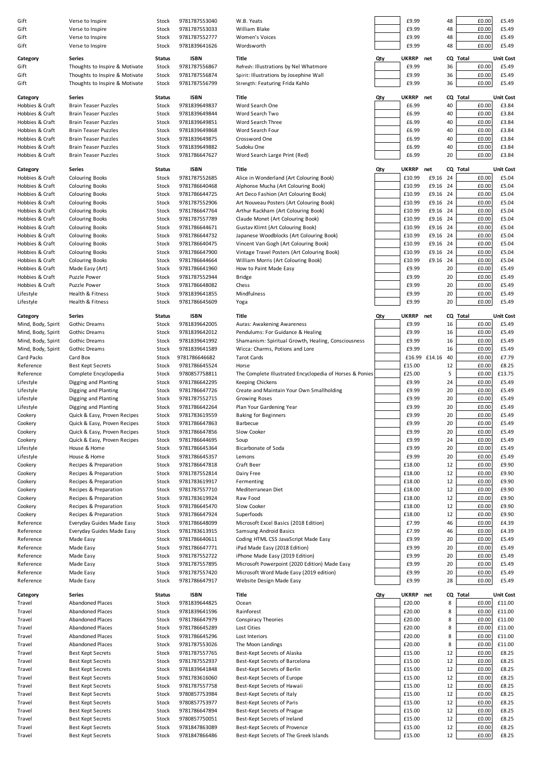| Category | Series | Status | ISBN | Title | Qty | UKRRP | net | CQ | Total | Unit Cost |
|---|---|---|---|---|---|---|---|---|---|---|
| Gift | Verse to Inspire | Stock | 9781787553040 | W.B. Yeats | | £9.99 | | 48 | £0.00 | £5.49 |
| Gift | Verse to Inspire | Stock | 9781787553033 | William Blake | | £9.99 | | 48 | £0.00 | £5.49 |
| Gift | Verse to Inspire | Stock | 9781787552777 | Women's Voices | | £9.99 | | 48 | £0.00 | £5.49 |
| Gift | Verse to Inspire | Stock | 9781839641626 | Wordsworth | | £9.99 | | 48 | £0.00 | £5.49 |

| Category | Series | Status | ISBN | Title | Qty | UKRRP | net | CQ | Total | Unit Cost |
|---|---|---|---|---|---|---|---|---|---|---|
| Gift | Thoughts to Inspire & Motivate | Stock | 9781787556867 | Refresh: Illustrations by Nel Whatmore | | £9.99 | | 36 | £0.00 | £5.49 |
| Gift | Thoughts to Inspire & Motivate | Stock | 9781787556874 | Spirit: Illustrations by Josephine Wall | | £9.99 | | 36 | £0.00 | £5.49 |
| Gift | Thoughts to Inspire & Motivate | Stock | 9781787556799 | Strength: Featuring Frida Kahlo | | £9.99 | | 36 | £0.00 | £5.49 |

| Category | Series | Status | ISBN | Title | Qty | UKRRP | net | CQ | Total | Unit Cost |
|---|---|---|---|---|---|---|---|---|---|---|
| Hobbies & Craft | Brain Teaser Puzzles | Stock | 9781839649837 | Word Search One | | £6.99 | | 40 | £0.00 | £3.84 |
| Hobbies & Craft | Brain Teaser Puzzles | Stock | 9781839649844 | Word Search Two | | £6.99 | | 40 | £0.00 | £3.84 |
| Hobbies & Craft | Brain Teaser Puzzles | Stock | 9781839649851 | Word Search Three | | £6.99 | | 40 | £0.00 | £3.84 |
| Hobbies & Craft | Brain Teaser Puzzles | Stock | 9781839649868 | Word Search Four | | £6.99 | | 40 | £0.00 | £3.84 |
| Hobbies & Craft | Brain Teaser Puzzles | Stock | 9781839649875 | Crossword One | | £6.99 | | 40 | £0.00 | £3.84 |
| Hobbies & Craft | Brain Teaser Puzzles | Stock | 9781839649882 | Sudoku One | | £6.99 | | 40 | £0.00 | £3.84 |
| Hobbies & Craft | Brain Teaser Puzzles | Stock | 9781786647627 | Word Search Large Print (Red) | | £6.99 | | 20 | £0.00 | £3.84 |

| Category | Series | Status | ISBN | Title | Qty | UKRRP | net | CQ | Total | Unit Cost |
|---|---|---|---|---|---|---|---|---|---|---|
| Hobbies & Craft | Colouring Books | Stock | 9781787552685 | Alice in Wonderland (Art Colouring Book) | | £10.99 | £9.16 | 24 | £0.00 | £5.04 |
| Hobbies & Craft | Colouring Books | Stock | 9781786640468 | Alphonse Mucha (Art Colouring Book) | | £10.99 | £9.16 | 24 | £0.00 | £5.04 |
| Hobbies & Craft | Colouring Books | Stock | 9781786644725 | Art Deco Fashion (Art Colouring Book) | | £10.99 | £9.16 | 24 | £0.00 | £5.04 |
| Hobbies & Craft | Colouring Books | Stock | 9781787552906 | Art Nouveau Posters (Art Colouring Book) | | £10.99 | £9.16 | 24 | £0.00 | £5.04 |
| Hobbies & Craft | Colouring Books | Stock | 9781786647764 | Arthur Rackham (Art Colouring Book) | | £10.99 | £9.16 | 24 | £0.00 | £5.04 |
| Hobbies & Craft | Colouring Books | Stock | 9781787557789 | Claude Monet (Art Colouring Book) | | £10.99 | £9.16 | 24 | £0.00 | £5.04 |
| Hobbies & Craft | Colouring Books | Stock | 9781786644671 | Gustav Klimt (Art Colouring Book) | | £10.99 | £9.16 | 24 | £0.00 | £5.04 |
| Hobbies & Craft | Colouring Books | Stock | 9781786644732 | Japanese Woodblocks (Art Colouring Book) | | £10.99 | £9.16 | 24 | £0.00 | £5.04 |
| Hobbies & Craft | Colouring Books | Stock | 9781786640475 | Vincent Van Gogh (Art Colouring Book) | | £10.99 | £9.16 | 24 | £0.00 | £5.04 |
| Hobbies & Craft | Colouring Books | Stock | 9781786647900 | Vintage Travel Posters (Art Colouring Book) | | £10.99 | £9.16 | 24 | £0.00 | £5.04 |
| Hobbies & Craft | Colouring Books | Stock | 9781786644664 | William Morris (Art Colouring Book) | | £10.99 | £9.16 | 24 | £0.00 | £5.04 |
| Hobbies & Craft | Made Easy (Art) | Stock | 9781786641960 | How to Paint Made Easy | | £9.99 | | 20 | £0.00 | £5.49 |
| Hobbies & Craft | Puzzle Power | Stock | 9781787552944 | Bridge | | £9.99 | | 20 | £0.00 | £5.49 |
| Hobbies & Craft | Puzzle Power | Stock | 9781786648082 | Chess | | £9.99 | | 20 | £0.00 | £5.49 |
| Lifestyle | Health & Fitness | Stock | 9781839641855 | Mindfulness | | £9.99 | | 20 | £0.00 | £5.49 |
| Lifestyle | Health & Fitness | Stock | 9781786645609 | Yoga | | £9.99 | | 20 | £0.00 | £5.49 |

| Category | Series | Status | ISBN | Title | Qty | UKRRP | net | CQ | Total | Unit Cost |
|---|---|---|---|---|---|---|---|---|---|---|
| Mind, Body, Spirit | Gothic Dreams | Stock | 9781839642005 | Auras: Awakening Awareness | | £9.99 | | 16 | £0.00 | £5.49 |
| Mind, Body, Spirit | Gothic Dreams | Stock | 9781839642012 | Pendulums: For Guidance & Healing | | £9.99 | | 16 | £0.00 | £5.49 |
| Mind, Body, Spirit | Gothic Dreams | Stock | 9781839641992 | Shamanism: Spiritual Growth, Healing, Consciousness | | £9.99 | | 16 | £0.00 | £5.49 |
| Mind, Body, Spirit | Gothic Dreams | Stock | 9781839641589 | Wicca: Charms, Potions and Lore | | £9.99 | | 16 | £0.00 | £5.49 |
| Card Packs | Card Box | Stock | 9781786646682 | Tarot Cards | | £16.99 | £14.16 | 40 | £0.00 | £7.79 |
| Reference | Best Kept Secrets | Stock | 9781786645524 | Horse | | £15.00 | | 12 | £0.00 | £8.25 |
| Reference | Complete Encyclopedia | Stock | 9780857758811 | The Complete Illustrated Encyclopedia of Horses & Ponies | | £25.00 | | 5 | £0.00 | £13.75 |
| Lifestyle | Digging and Planting | Stock | 9781786642295 | Keeping Chickens | | £9.99 | | 24 | £0.00 | £5.49 |
| Lifestyle | Digging and Planting | Stock | 9781786647726 | Create and Maintain Your Own Smallholding | | £9.99 | | 20 | £0.00 | £5.49 |
| Lifestyle | Digging and Planting | Stock | 9781787552715 | Growing Roses | | £9.99 | | 20 | £0.00 | £5.49 |
| Lifestyle | Digging and Planting | Stock | 9781786642264 | Plan Your Gardening Year | | £9.99 | | 20 | £0.00 | £5.49 |
| Cookery | Quick & Easy, Proven Recipes | Stock | 9781783619559 | Baking for Beginners | | £9.99 | | 20 | £0.00 | £5.49 |
| Cookery | Quick & Easy, Proven Recipes | Stock | 9781786647863 | Barbecue | | £9.99 | | 20 | £0.00 | £5.49 |
| Cookery | Quick & Easy, Proven Recipes | Stock | 9781786647856 | Slow Cooker | | £9.99 | | 20 | £0.00 | £5.49 |
| Cookery | Quick & Easy, Proven Recipes | Stock | 9781786644695 | Soup | | £9.99 | | 24 | £0.00 | £5.49 |
| Lifestyle | House & Home | Stock | 9781786645364 | Bicarbonate of Soda | | £9.99 | | 20 | £0.00 | £5.49 |
| Lifestyle | House & Home | Stock | 9781786645357 | Lemons | | £9.99 | | 20 | £0.00 | £5.49 |
| Cookery | Recipes & Preparation | Stock | 9781786647818 | Craft Beer | | £18.00 | | 12 | £0.00 | £9.90 |
| Cookery | Recipes & Preparation | Stock | 9781787552814 | Dairy Free | | £18.00 | | 12 | £0.00 | £9.90 |
| Cookery | Recipes & Preparation | Stock | 9781783619917 | Fermenting | | £18.00 | | 12 | £0.00 | £9.90 |
| Cookery | Recipes & Preparation | Stock | 9781787557710 | Mediterranean Diet | | £18.00 | | 12 | £0.00 | £9.90 |
| Cookery | Recipes & Preparation | Stock | 9781783619924 | Raw Food | | £18.00 | | 12 | £0.00 | £9.90 |
| Cookery | Recipes & Preparation | Stock | 9781786645470 | Slow Cooker | | £18.00 | | 12 | £0.00 | £9.90 |
| Cookery | Recipes & Preparation | Stock | 9781786647924 | Superfoods | | £18.00 | | 12 | £0.00 | £9.90 |
| Reference | Everyday Guides Made Easy | Stock | 9781786648099 | Microsoft Excel Basics (2018 Edition) | | £7.99 | | 46 | £0.00 | £4.39 |
| Reference | Everyday Guides Made Easy | Stock | 9781783613915 | Samsung Android Basics | | £7.99 | | 46 | £0.00 | £4.39 |
| Reference | Made Easy | Stock | 9781786640611 | Coding HTML CSS JavaScript Made Easy | | £9.99 | | 20 | £0.00 | £5.49 |
| Reference | Made Easy | Stock | 9781786647771 | iPad Made Easy (2018 Edition) | | £9.99 | | 20 | £0.00 | £5.49 |
| Reference | Made Easy | Stock | 9781787552722 | iPhone Made Easy (2019 Edition) | | £9.99 | | 20 | £0.00 | £5.49 |
| Reference | Made Easy | Stock | 9781787557895 | Microsoft Powerpoint (2020 Edition) Made Easy | | £9.99 | | 20 | £0.00 | £5.49 |
| Reference | Made Easy | Stock | 9781787557420 | Microsoft Word Made Easy (2019 edition) | | £9.99 | | 20 | £0.00 | £5.49 |
| Reference | Made Easy | Stock | 9781786647917 | Website Design Made Easy | | £9.99 | | 28 | £0.00 | £5.49 |

| Category | Series | Status | ISBN | Title | Qty | UKRRP | net | CQ | Total | Unit Cost |
|---|---|---|---|---|---|---|---|---|---|---|
| Travel | Abandoned Places | Stock | 9781839644825 | Ocean | | £20.00 | | 8 | £0.00 | £11.00 |
| Travel | Abandoned Places | Stock | 9781839641596 | Rainforest | | £20.00 | | 8 | £0.00 | £11.00 |
| Travel | Abandoned Places | Stock | 9781786647979 | Conspiracy Theories | | £20.00 | | 8 | £0.00 | £11.00 |
| Travel | Abandoned Places | Stock | 9781786645289 | Lost Cities | | £20.00 | | 8 | £0.00 | £11.00 |
| Travel | Abandoned Places | Stock | 9781786645296 | Lost Interiors | | £20.00 | | 8 | £0.00 | £11.00 |
| Travel | Abandoned Places | Stock | 9781787553026 | The Moon Landings | | £20.00 | | 8 | £0.00 | £11.00 |
| Travel | Best Kept Secrets | Stock | 9781787557765 | Best-Kept Secrets of Alaska | | £15.00 | | 12 | £0.00 | £8.25 |
| Travel | Best Kept Secrets | Stock | 9781787552937 | Best-Kept Secrets of Barcelona | | £15.00 | | 12 | £0.00 | £8.25 |
| Travel | Best Kept Secrets | Stock | 9781839641848 | Best-Kept Secrets of Berlin | | £15.00 | | 12 | £0.00 | £8.25 |
| Travel | Best Kept Secrets | Stock | 9781783616060 | Best-Kept Secrets of Europe | | £15.00 | | 12 | £0.00 | £8.25 |
| Travel | Best Kept Secrets | Stock | 9781787557758 | Best-Kept Secrets of Hawaii | | £15.00 | | 12 | £0.00 | £8.25 |
| Travel | Best Kept Secrets | Stock | 9780857753984 | Best-Kept Secrets of Italy | | £15.00 | | 12 | £0.00 | £8.25 |
| Travel | Best Kept Secrets | Stock | 9780857753977 | Best-Kept Secrets of Paris | | £15.00 | | 12 | £0.00 | £8.25 |
| Travel | Best Kept Secrets | Stock | 9781786647894 | Best-Kept Secrets of Prague | | £15.00 | | 12 | £0.00 | £8.25 |
| Travel | Best Kept Secrets | Stock | 9780857750051 | Best-Kept Secrets of Ireland | | £15.00 | | 12 | £0.00 | £8.25 |
| Travel | Best Kept Secrets | Stock | 9781847863089 | Best-Kept Secrets of Provence | | £15.00 | | 12 | £0.00 | £8.25 |
| Travel | Best Kept Secrets | Stock | 9781847866486 | Best-Kept Secrets of The Greek Islands | | £15.00 | | 12 | £0.00 | £8.25 |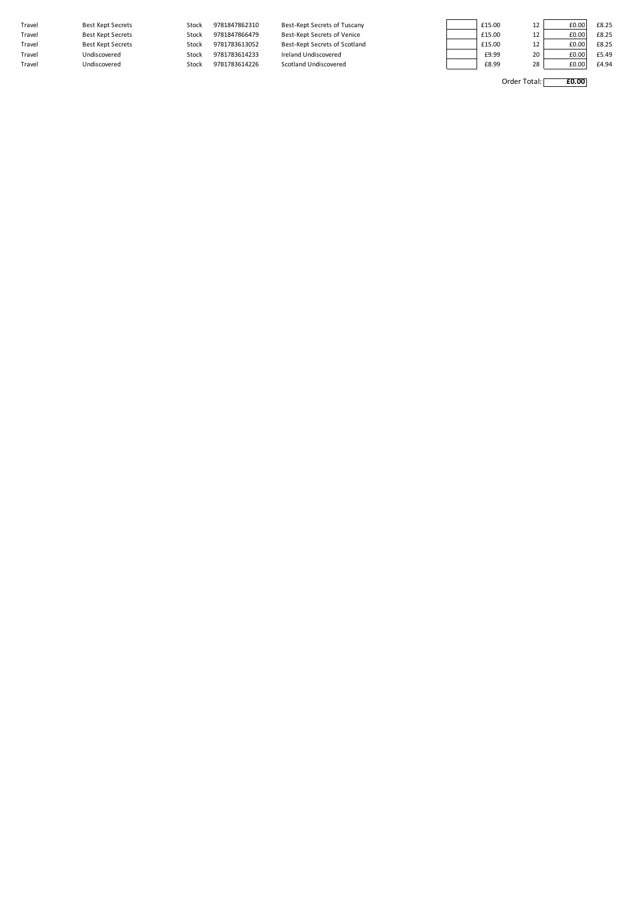| | | | | | | | | | |
|---|---|---|---|---|---|---|---|---|---|
| Travel | Best Kept Secrets | Stock | 9781847862310 | Best-Kept Secrets of Tuscany | | £15.00 | 12 | £0.00 | £8.25 |
| Travel | Best Kept Secrets | Stock | 9781847866479 | Best-Kept Secrets of Venice | | £15.00 | 12 | £0.00 | £8.25 |
| Travel | Best Kept Secrets | Stock | 9781783613052 | Best-Kept Secrets of Scotland | | £15.00 | 12 | £0.00 | £8.25 |
| Travel | Undiscovered | Stock | 9781783614233 | Ireland Undiscovered | | £9.99 | 20 | £0.00 | £5.49 |
| Travel | Undiscovered | Stock | 9781783614226 | Scotland Undiscovered | | £8.99 | 28 | £0.00 | £4.94 |
| | | | | | | | Order Total: | **£0.00** | |